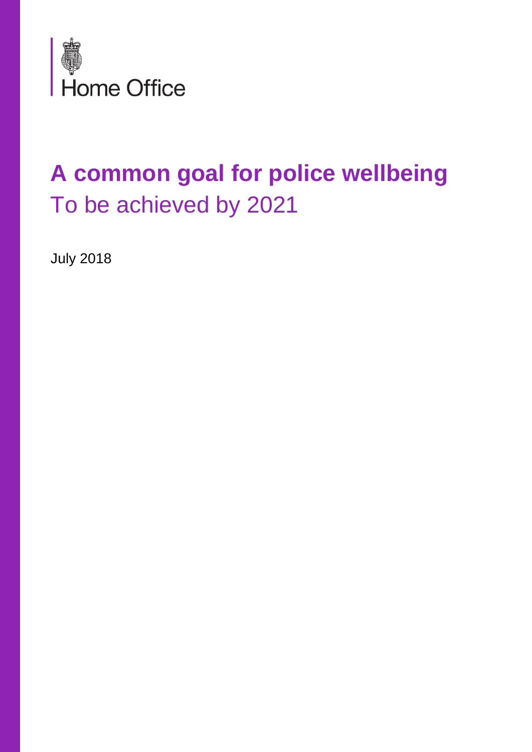Home Office

# A common goal for police wellbeing

## To be achieved by 2021

July 2018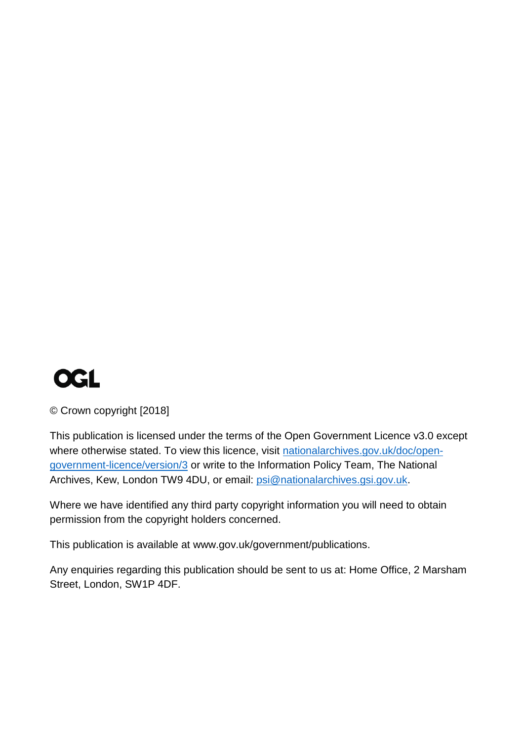OGL

© Crown copyright [2018]

This publication is licensed under the terms of the Open Government Licence v3.0 except where otherwise stated. To view this licence, visit [nationalarchives.gov.uk/doc/open-government-licence/version/3](nationalarchives.gov.uk/doc/open-government-licence/version/3) or write to the Information Policy Team, The National Archives, Kew, London TW9 4DU, or email: [psi@nationalarchives.gsi.gov.uk](mailto:psi@nationalarchives.gsi.gov.uk).

Where we have identified any third party copyright information you will need to obtain permission from the copyright holders concerned.

This publication is available at www.gov.uk/government/publications.

Any enquiries regarding this publication should be sent to us at: Home Office, 2 Marsham Street, London, SW1P 4DF.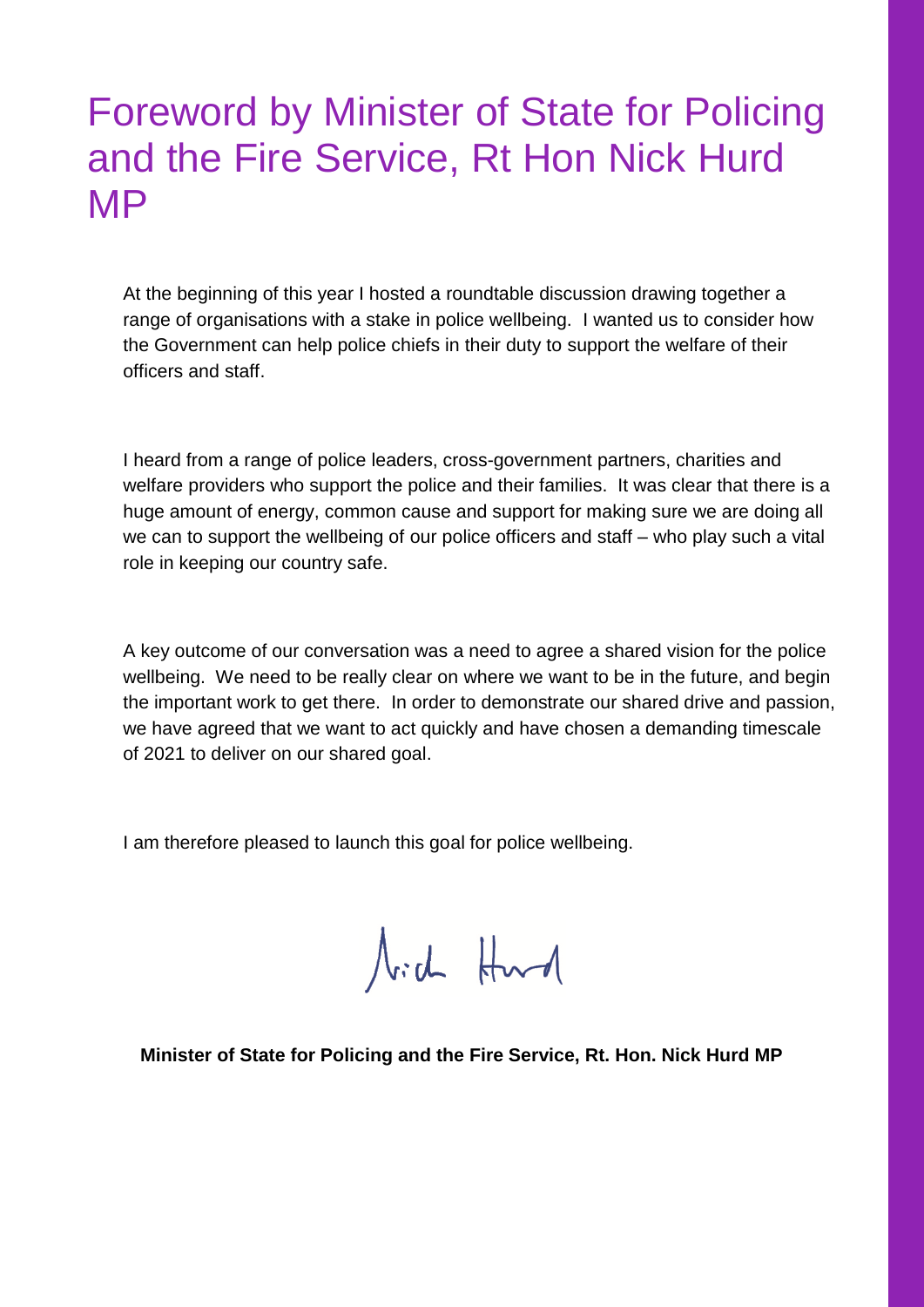# Foreword by Minister of State for Policing and the Fire Service, Rt Hon Nick Hurd MP

At the beginning of this year I hosted a roundtable discussion drawing together a range of organisations with a stake in police wellbeing. I wanted us to consider how the Government can help police chiefs in their duty to support the welfare of their officers and staff.

I heard from a range of police leaders, cross-government partners, charities and welfare providers who support the police and their families. It was clear that there is a huge amount of energy, common cause and support for making sure we are doing all we can to support the wellbeing of our police officers and staff – who play such a vital role in keeping our country safe.

A key outcome of our conversation was a need to agree a shared vision for the police wellbeing. We need to be really clear on where we want to be in the future, and begin the important work to get there. In order to demonstrate our shared drive and passion, we have agreed that we want to act quickly and have chosen a demanding timescale of 2021 to deliver on our shared goal.

I am therefore pleased to launch this goal for police wellbeing.

Nick Hurd

**Minister of State for Policing and the Fire Service, Rt. Hon. Nick Hurd MP**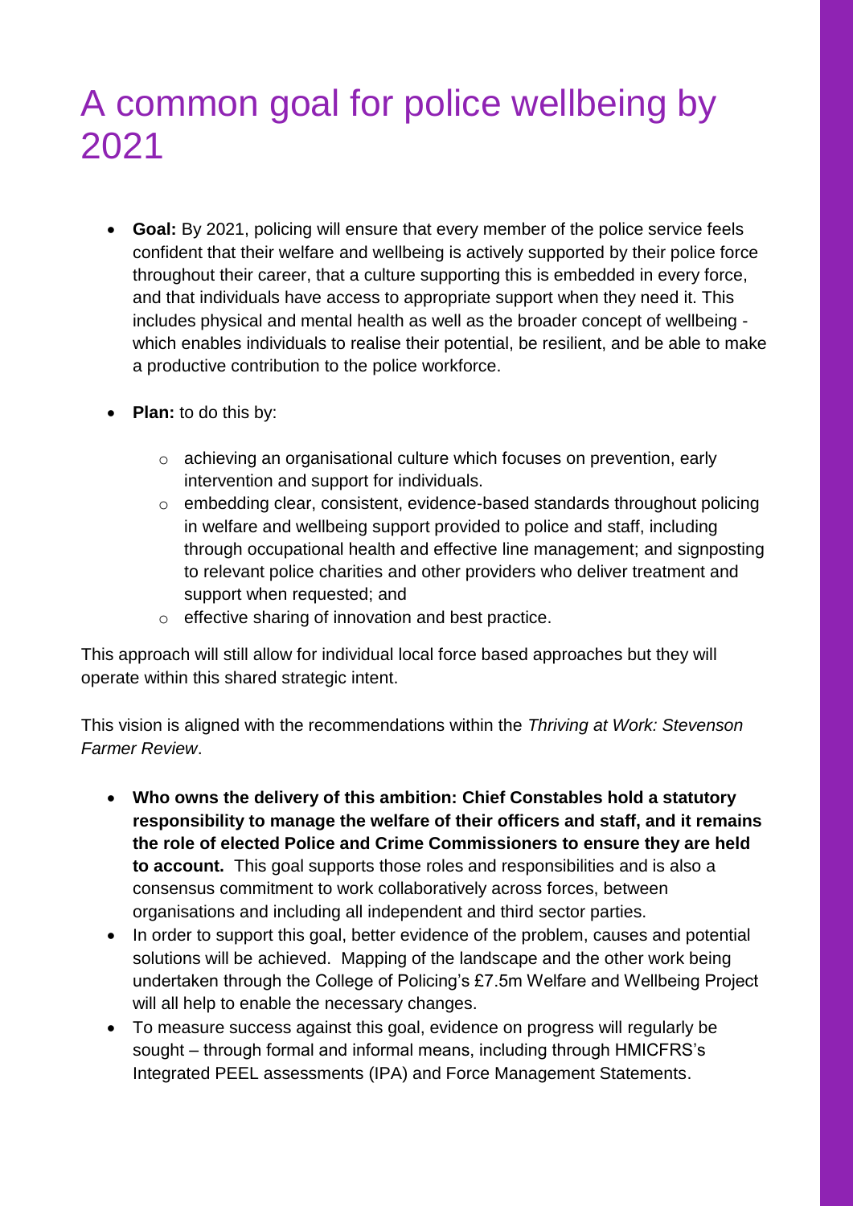# A common goal for police wellbeing by 2021

- **Goal:** By 2021, policing will ensure that every member of the police service feels confident that their welfare and wellbeing is actively supported by their police force throughout their career, that a culture supporting this is embedded in every force, and that individuals have access to appropriate support when they need it. This includes physical and mental health as well as the broader concept of wellbeing - which enables individuals to realise their potential, be resilient, and be able to make a productive contribution to the police workforce.

- **Plan:** to do this by:
  - achieving an organisational culture which focuses on prevention, early intervention and support for individuals.
  - embedding clear, consistent, evidence-based standards throughout policing in welfare and wellbeing support provided to police and staff, including through occupational health and effective line management; and signposting to relevant police charities and other providers who deliver treatment and support when requested; and
  - effective sharing of innovation and best practice.

This approach will still allow for individual local force based approaches but they will operate within this shared strategic intent.

This vision is aligned with the recommendations within the *Thriving at Work: Stevenson Farmer Review*.

- **Who owns the delivery of this ambition: Chief Constables hold a statutory responsibility to manage the welfare of their officers and staff, and it remains the role of elected Police and Crime Commissioners to ensure they are held to account.** This goal supports those roles and responsibilities and is also a consensus commitment to work collaboratively across forces, between organisations and including all independent and third sector parties.
- In order to support this goal, better evidence of the problem, causes and potential solutions will be achieved. Mapping of the landscape and the other work being undertaken through the College of Policing's £7.5m Welfare and Wellbeing Project will all help to enable the necessary changes.
- To measure success against this goal, evidence on progress will regularly be sought – through formal and informal means, including through HMICFRS's Integrated PEEL assessments (IPA) and Force Management Statements.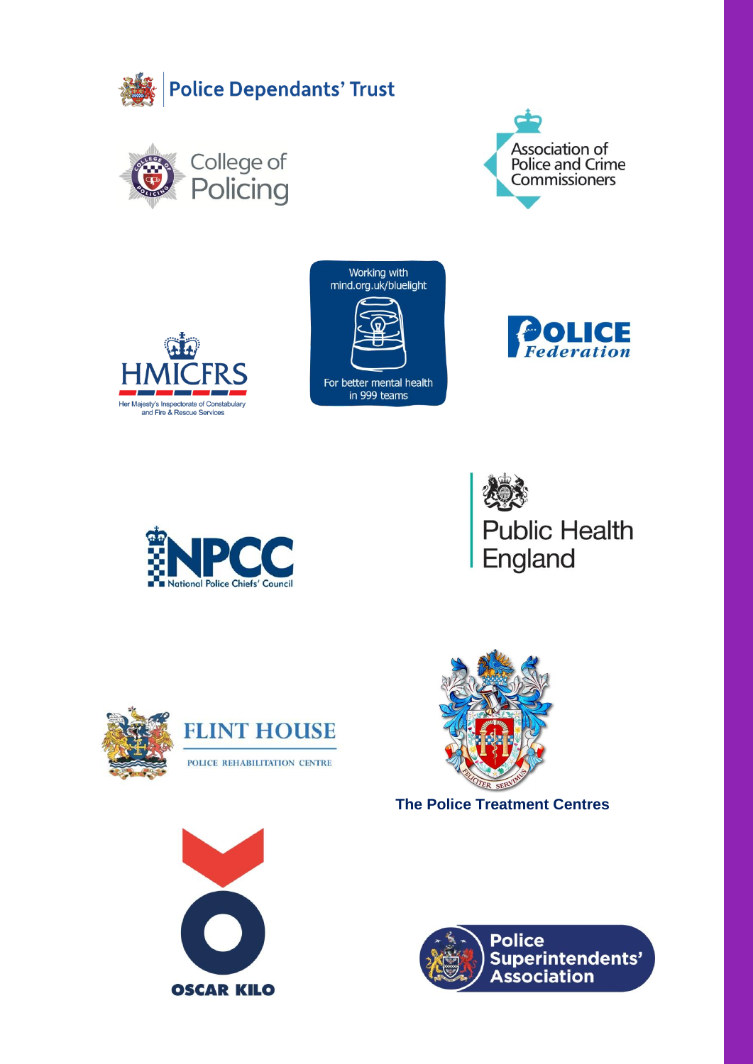Police Dependants' Trust

College of Policing

Association of Police and Crime Commissioners

HMICFRS

Her Majesty's Inspectorate of Constabulary and Fire & Rescue Services

Working with mind.org.uk/bluelight

For better mental health in 999 teams

POLICE Federation

NPCC

National Police Chiefs' Council

Public Health England

FLINT HOUSE

POLICE REHABILITATION CENTRE

FELICITER SERVIMUS

The Police Treatment Centres

OSCAR KILO

Police Superintendents' Association